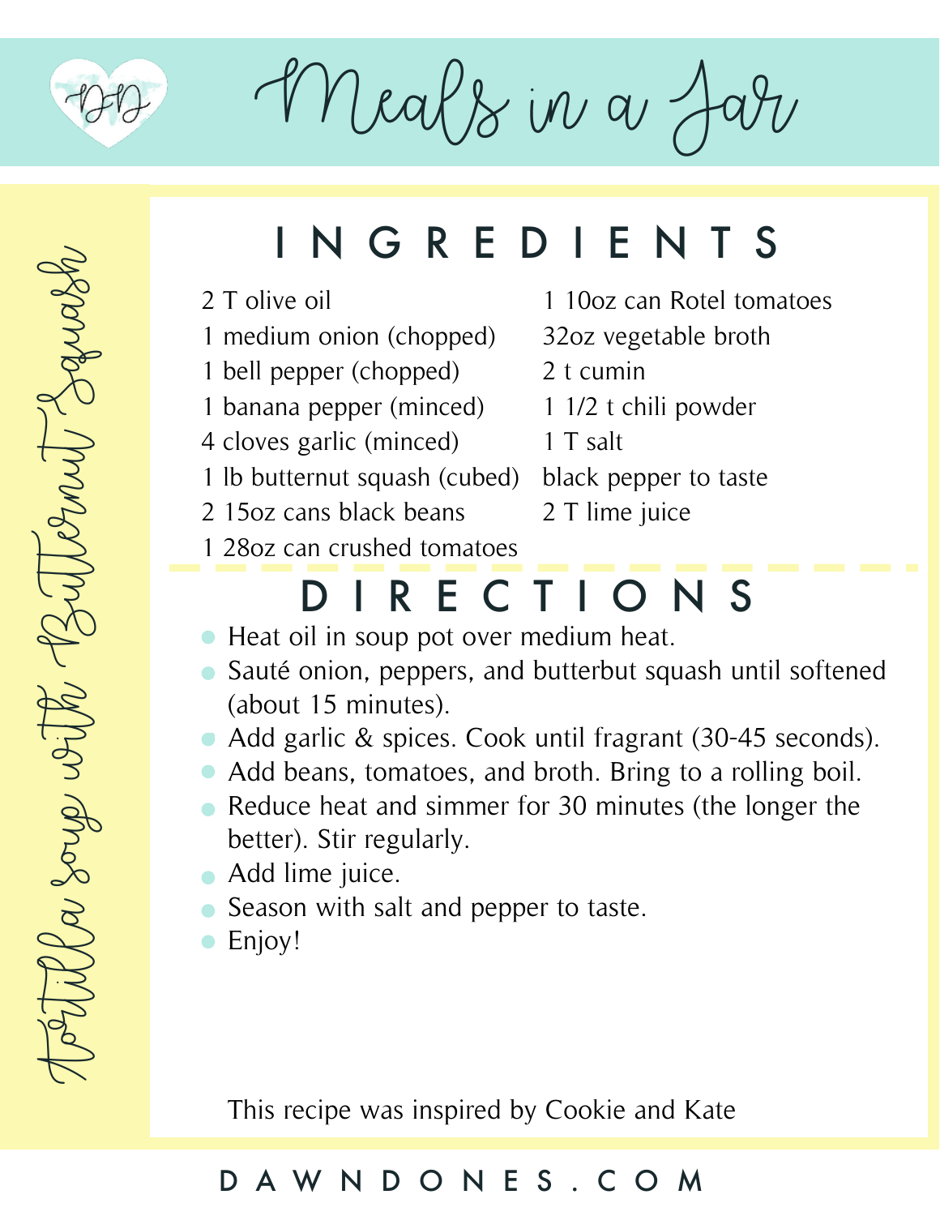# Meals in a Jar

## Tortilla soup with Butternut Squash

## INGREDIENTS

- 2 T olive oil
- 1 medium onion (chopped)
- 1 bell pepper (chopped)
- 1 banana pepper (minced)
- 4 cloves garlic (minced)
- 1 lb butternut squash (cubed)
- 2 15oz cans black beans
- 1 28oz can crushed tomatoes
- 1 10oz can Rotel tomatoes
- 32oz vegetable broth
- 2 t cumin
- 1 1/2 t chili powder
- 1 T salt
- black pepper to taste
- 2 T lime juice

## DIRECTIONS

- Heat oil in soup pot over medium heat.
- Sauté onion, peppers, and butterbut squash until softened (about 15 minutes).
- Add garlic & spices. Cook until fragrant (30-45 seconds).
- Add beans, tomatoes, and broth. Bring to a rolling boil.
- Reduce heat and simmer for 30 minutes (the longer the better). Stir regularly.
- Add lime juice.
- Season with salt and pepper to taste.
- Enjoy!

This recipe was inspired by Cookie and Kate

DAWNDONES.COM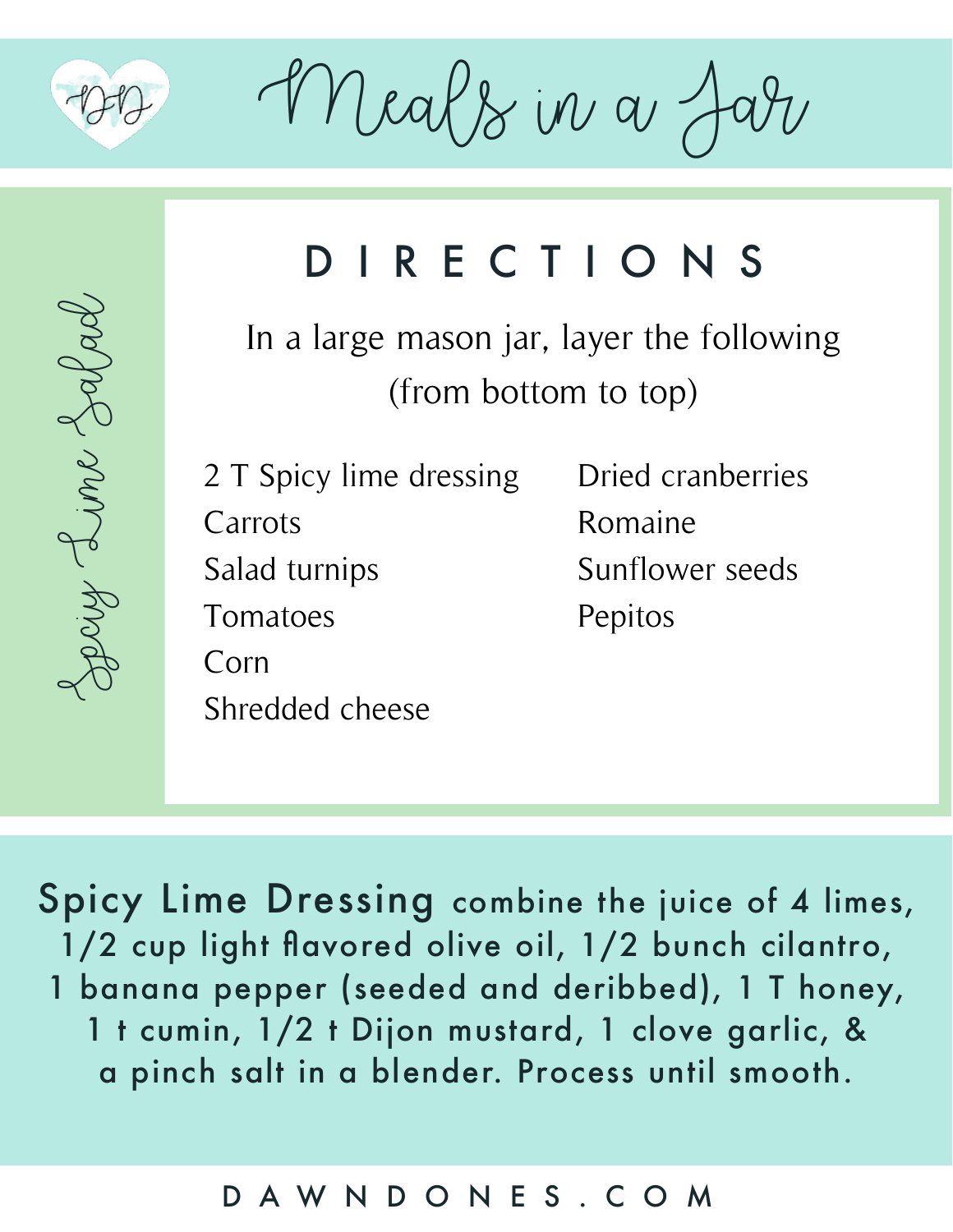# Meals in a Jar

## Spicy Lime Salad

### DIRECTIONS

In a large mason jar, layer the following (from bottom to top)

- 2 T Spicy lime dressing
- Carrots
- Salad turnips
- Tomatoes
- Corn
- Shredded cheese
- Dried cranberries
- Romaine
- Sunflower seeds
- Pepitos

**Spicy Lime Dressing** combine the juice of 4 limes, 1/2 cup light flavored olive oil, 1/2 bunch cilantro, 1 banana pepper (seeded and deribbed), 1 T honey, 1 t cumin, 1/2 t Dijon mustard, 1 clove garlic, & a pinch salt in a blender. Process until smooth.

DAWNDONES.COM